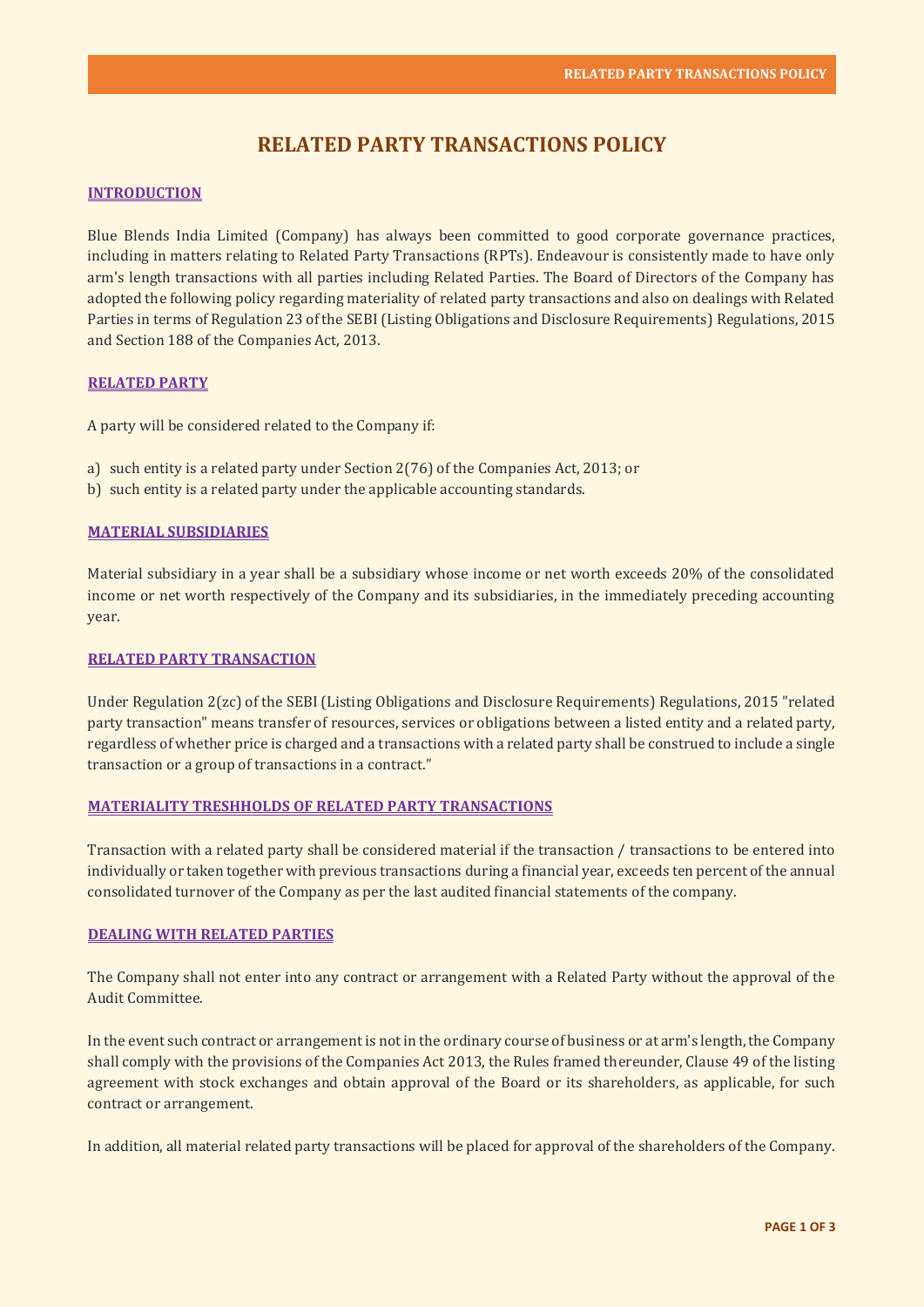# RELATED PARTY TRANSACTIONS POLICY

## INTRODUCTION

Blue Blends India Limited (Company) has always been committed to good corporate governance practices, including in matters relating to Related Party Transactions (RPTs). Endeavour is consistently made to have only arm's length transactions with all parties including Related Parties. The Board of Directors of the Company has adopted the following policy regarding materiality of related party transactions and also on dealings with Related Parties in terms of Regulation 23 of the SEBI (Listing Obligations and Disclosure Requirements) Regulations, 2015 and Section 188 of the Companies Act, 2013.

## RELATED PARTY

A party will be considered related to the Company if:

a) such entity is a related party under Section 2(76) of the Companies Act, 2013; or
b) such entity is a related party under the applicable accounting standards.

## MATERIAL SUBSIDIARIES

Material subsidiary in a year shall be a subsidiary whose income or net worth exceeds 20% of the consolidated income or net worth respectively of the Company and its subsidiaries, in the immediately preceding accounting year.

## RELATED PARTY TRANSACTION

Under Regulation 2(zc) of the SEBI (Listing Obligations and Disclosure Requirements) Regulations, 2015 "related party transaction" means transfer of resources, services or obligations between a listed entity and a related party, regardless of whether price is charged and a transactions with a related party shall be construed to include a single transaction or a group of transactions in a contract."

## MATERIALITY TRESHHOLDS OF RELATED PARTY TRANSACTIONS

Transaction with a related party shall be considered material if the transaction / transactions to be entered into individually or taken together with previous transactions during a financial year, exceeds ten percent of the annual consolidated turnover of the Company as per the last audited financial statements of the company.

## DEALING WITH RELATED PARTIES

The Company shall not enter into any contract or arrangement with a Related Party without the approval of the Audit Committee.

In the event such contract or arrangement is not in the ordinary course of business or at arm's length, the Company shall comply with the provisions of the Companies Act 2013, the Rules framed thereunder, Clause 49 of the listing agreement with stock exchanges and obtain approval of the Board or its shareholders, as applicable, for such contract or arrangement.

In addition, all material related party transactions will be placed for approval of the shareholders of the Company.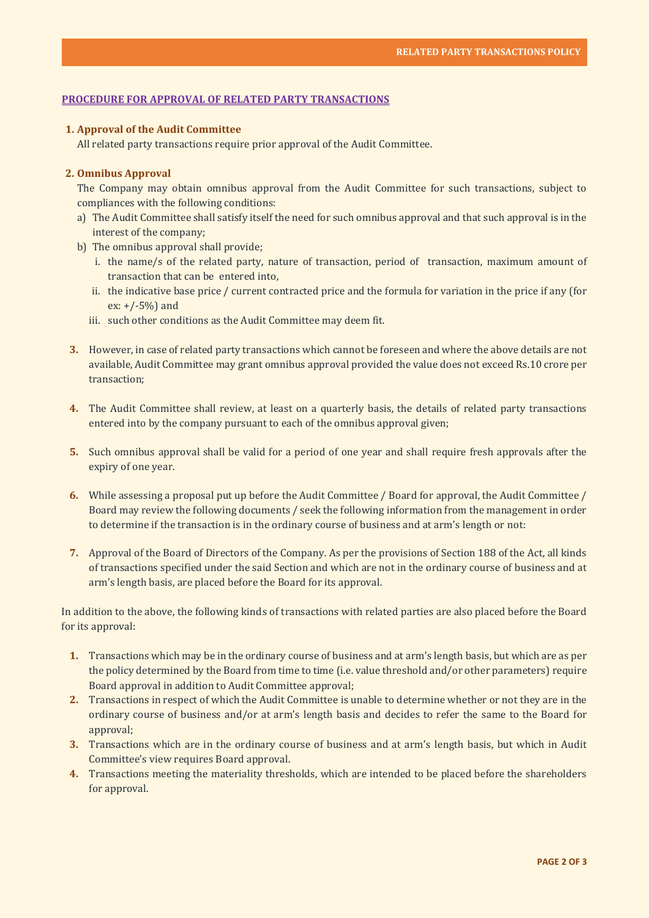## PROCEDURE FOR APPROVAL OF RELATED PARTY TRANSACTIONS

**1. Approval of the Audit Committee**

All related party transactions require prior approval of the Audit Committee.

**2. Omnibus Approval**

The Company may obtain omnibus approval from the Audit Committee for such transactions, subject to compliances with the following conditions:

a) The Audit Committee shall satisfy itself the need for such omnibus approval and that such approval is in the interest of the company;

b) The omnibus approval shall provide;

   i. the name/s of the related party, nature of transaction, period of transaction, maximum amount of transaction that can be entered into,

   ii. the indicative base price / current contracted price and the formula for variation in the price if any (for ex: +/-5%) and

   iii. such other conditions as the Audit Committee may deem fit.

**3.** However, in case of related party transactions which cannot be foreseen and where the above details are not available, Audit Committee may grant omnibus approval provided the value does not exceed Rs.10 crore per transaction;

**4.** The Audit Committee shall review, at least on a quarterly basis, the details of related party transactions entered into by the company pursuant to each of the omnibus approval given;

**5.** Such omnibus approval shall be valid for a period of one year and shall require fresh approvals after the expiry of one year.

**6.** While assessing a proposal put up before the Audit Committee / Board for approval, the Audit Committee / Board may review the following documents / seek the following information from the management in order to determine if the transaction is in the ordinary course of business and at arm's length or not:

**7.** Approval of the Board of Directors of the Company. As per the provisions of Section 188 of the Act, all kinds of transactions specified under the said Section and which are not in the ordinary course of business and at arm's length basis, are placed before the Board for its approval.

In addition to the above, the following kinds of transactions with related parties are also placed before the Board for its approval:

1. Transactions which may be in the ordinary course of business and at arm's length basis, but which are as per the policy determined by the Board from time to time (i.e. value threshold and/or other parameters) require Board approval in addition to Audit Committee approval;
2. Transactions in respect of which the Audit Committee is unable to determine whether or not they are in the ordinary course of business and/or at arm's length basis and decides to refer the same to the Board for approval;
3. Transactions which are in the ordinary course of business and at arm's length basis, but which in Audit Committee's view requires Board approval.
4. Transactions meeting the materiality thresholds, which are intended to be placed before the shareholders for approval.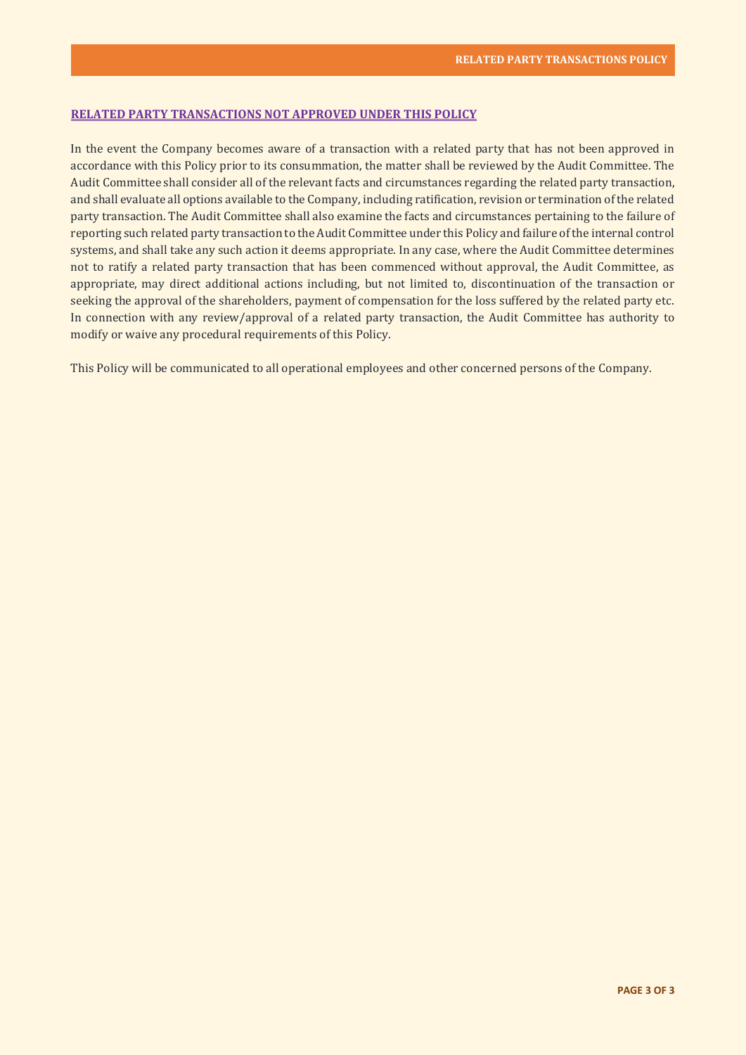## RELATED PARTY TRANSACTIONS NOT APPROVED UNDER THIS POLICY

In the event the Company becomes aware of a transaction with a related party that has not been approved in accordance with this Policy prior to its consummation, the matter shall be reviewed by the Audit Committee. The Audit Committee shall consider all of the relevant facts and circumstances regarding the related party transaction, and shall evaluate all options available to the Company, including ratification, revision or termination of the related party transaction. The Audit Committee shall also examine the facts and circumstances pertaining to the failure of reporting such related party transaction to the Audit Committee under this Policy and failure of the internal control systems, and shall take any such action it deems appropriate. In any case, where the Audit Committee determines not to ratify a related party transaction that has been commenced without approval, the Audit Committee, as appropriate, may direct additional actions including, but not limited to, discontinuation of the transaction or seeking the approval of the shareholders, payment of compensation for the loss suffered by the related party etc. In connection with any review/approval of a related party transaction, the Audit Committee has authority to modify or waive any procedural requirements of this Policy.

This Policy will be communicated to all operational employees and other concerned persons of the Company.